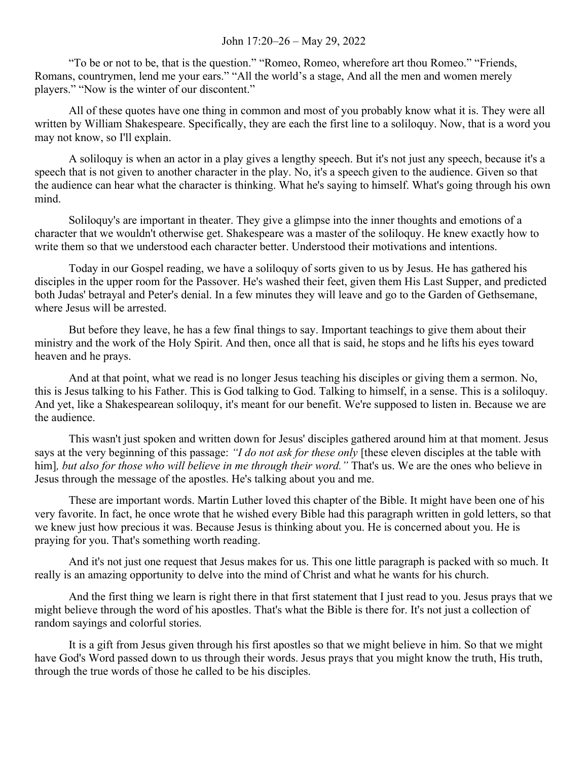John 17:20–26 – May 29, 2022

"To be or not to be, that is the question." "Romeo, Romeo, wherefore art thou Romeo." "Friends, Romans, countrymen, lend me your ears." "All the world's a stage, And all the men and women merely players." "Now is the winter of our discontent."

All of these quotes have one thing in common and most of you probably know what it is. They were all written by William Shakespeare. Specifically, they are each the first line to a soliloquy. Now, that is a word you may not know, so I'll explain.

A soliloquy is when an actor in a play gives a lengthy speech. But it's not just any speech, because it's a speech that is not given to another character in the play. No, it's a speech given to the audience. Given so that the audience can hear what the character is thinking. What he's saying to himself. What's going through his own mind.

Soliloquy's are important in theater. They give a glimpse into the inner thoughts and emotions of a character that we wouldn't otherwise get. Shakespeare was a master of the soliloquy. He knew exactly how to write them so that we understood each character better. Understood their motivations and intentions.

Today in our Gospel reading, we have a soliloquy of sorts given to us by Jesus. He has gathered his disciples in the upper room for the Passover. He's washed their feet, given them His Last Supper, and predicted both Judas' betrayal and Peter's denial. In a few minutes they will leave and go to the Garden of Gethsemane, where Jesus will be arrested.

But before they leave, he has a few final things to say. Important teachings to give them about their ministry and the work of the Holy Spirit. And then, once all that is said, he stops and he lifts his eyes toward heaven and he prays.

And at that point, what we read is no longer Jesus teaching his disciples or giving them a sermon. No, this is Jesus talking to his Father. This is God talking to God. Talking to himself, in a sense. This is a soliloquy. And yet, like a Shakespearean soliloquy, it's meant for our benefit. We're supposed to listen in. Because we are the audience.

This wasn't just spoken and written down for Jesus' disciples gathered around him at that moment. Jesus says at the very beginning of this passage: *"I do not ask for these only* [these eleven disciples at the table with him]*, but also for those who will believe in me through their word."* That's us. We are the ones who believe in Jesus through the message of the apostles. He's talking about you and me.

These are important words. Martin Luther loved this chapter of the Bible. It might have been one of his very favorite. In fact, he once wrote that he wished every Bible had this paragraph written in gold letters, so that we knew just how precious it was. Because Jesus is thinking about you. He is concerned about you. He is praying for you. That's something worth reading.

And it's not just one request that Jesus makes for us. This one little paragraph is packed with so much. It really is an amazing opportunity to delve into the mind of Christ and what he wants for his church.

And the first thing we learn is right there in that first statement that I just read to you. Jesus prays that we might believe through the word of his apostles. That's what the Bible is there for. It's not just a collection of random sayings and colorful stories.

It is a gift from Jesus given through his first apostles so that we might believe in him. So that we might have God's Word passed down to us through their words. Jesus prays that you might know the truth, His truth, through the true words of those he called to be his disciples.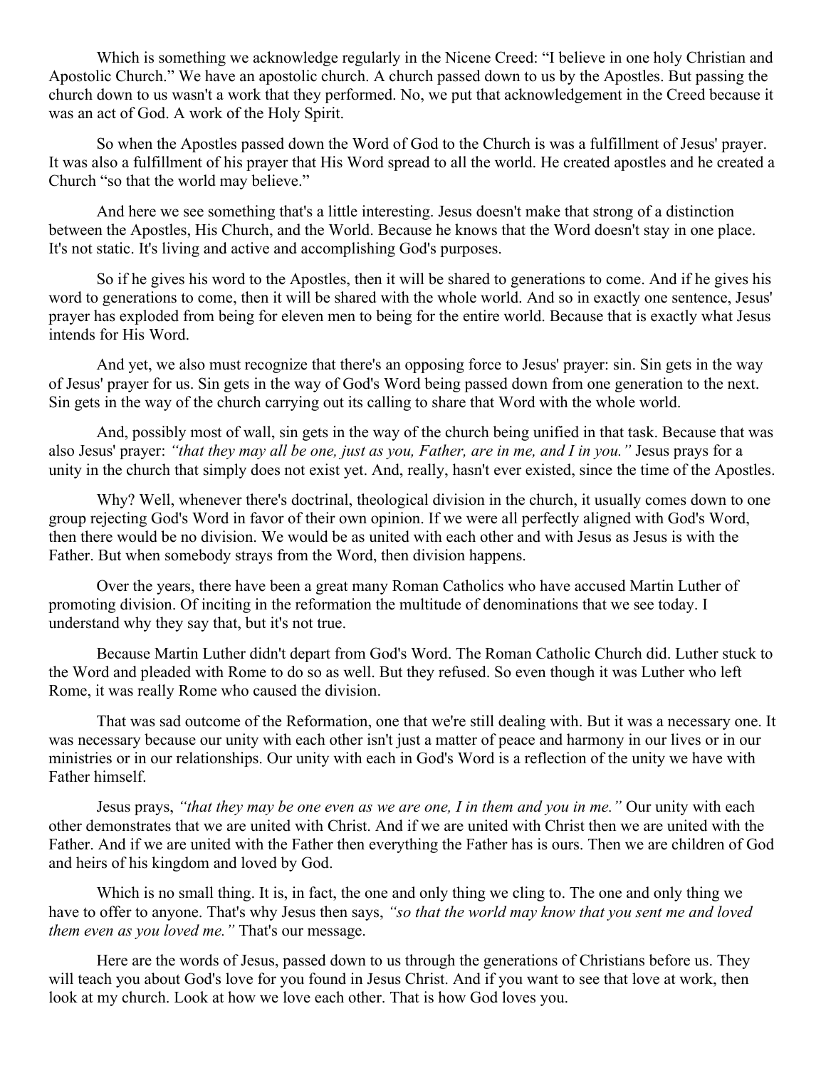Which is something we acknowledge regularly in the Nicene Creed: “I believe in one holy Christian and Apostolic Church.” We have an apostolic church. A church passed down to us by the Apostles. But passing the church down to us wasn't a work that they performed. No, we put that acknowledgement in the Creed because it was an act of God. A work of the Holy Spirit.

So when the Apostles passed down the Word of God to the Church is was a fulfillment of Jesus' prayer. It was also a fulfillment of his prayer that His Word spread to all the world. He created apostles and he created a Church “so that the world may believe.”

And here we see something that's a little interesting. Jesus doesn't make that strong of a distinction between the Apostles, His Church, and the World. Because he knows that the Word doesn't stay in one place. It's not static. It's living and active and accomplishing God's purposes.

So if he gives his word to the Apostles, then it will be shared to generations to come. And if he gives his word to generations to come, then it will be shared with the whole world. And so in exactly one sentence, Jesus' prayer has exploded from being for eleven men to being for the entire world. Because that is exactly what Jesus intends for His Word.

And yet, we also must recognize that there's an opposing force to Jesus' prayer: sin. Sin gets in the way of Jesus' prayer for us. Sin gets in the way of God's Word being passed down from one generation to the next. Sin gets in the way of the church carrying out its calling to share that Word with the whole world.

And, possibly most of wall, sin gets in the way of the church being unified in that task. Because that was also Jesus' prayer: *“that they may all be one, just as you, Father, are in me, and I in you.”* Jesus prays for a unity in the church that simply does not exist yet. And, really, hasn't ever existed, since the time of the Apostles.

Why? Well, whenever there's doctrinal, theological division in the church, it usually comes down to one group rejecting God's Word in favor of their own opinion. If we were all perfectly aligned with God's Word, then there would be no division. We would be as united with each other and with Jesus as Jesus is with the Father. But when somebody strays from the Word, then division happens.

Over the years, there have been a great many Roman Catholics who have accused Martin Luther of promoting division. Of inciting in the reformation the multitude of denominations that we see today. I understand why they say that, but it's not true.

Because Martin Luther didn't depart from God's Word. The Roman Catholic Church did. Luther stuck to the Word and pleaded with Rome to do so as well. But they refused. So even though it was Luther who left Rome, it was really Rome who caused the division.

That was sad outcome of the Reformation, one that we're still dealing with. But it was a necessary one. It was necessary because our unity with each other isn't just a matter of peace and harmony in our lives or in our ministries or in our relationships. Our unity with each in God's Word is a reflection of the unity we have with Father himself.

Jesus prays, *“that they may be one even as we are one, I in them and you in me.”* Our unity with each other demonstrates that we are united with Christ. And if we are united with Christ then we are united with the Father. And if we are united with the Father then everything the Father has is ours. Then we are children of God and heirs of his kingdom and loved by God.

Which is no small thing. It is, in fact, the one and only thing we cling to. The one and only thing we have to offer to anyone. That's why Jesus then says, *“so that the world may know that you sent me and loved them even as you loved me.”* That's our message.

Here are the words of Jesus, passed down to us through the generations of Christians before us. They will teach you about God's love for you found in Jesus Christ. And if you want to see that love at work, then look at my church. Look at how we love each other. That is how God loves you.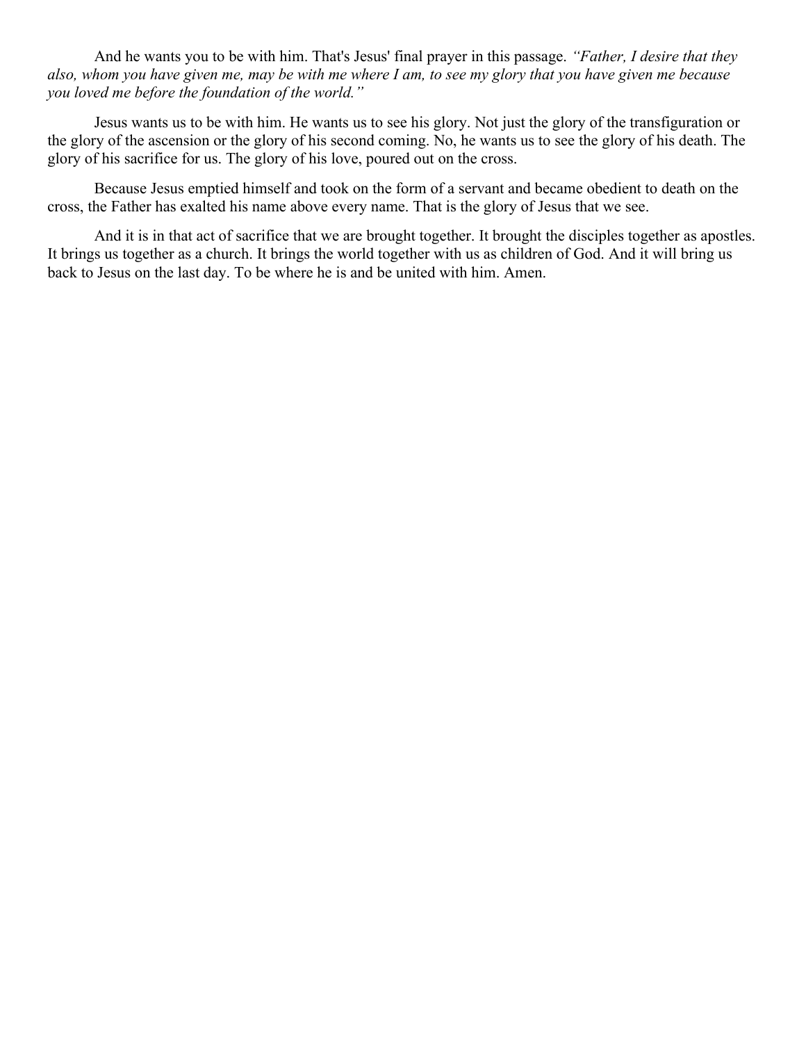And he wants you to be with him. That's Jesus' final prayer in this passage. *“Father, I desire that they also, whom you have given me, may be with me where I am, to see my glory that you have given me because you loved me before the foundation of the world.”*

Jesus wants us to be with him. He wants us to see his glory. Not just the glory of the transfiguration or the glory of the ascension or the glory of his second coming. No, he wants us to see the glory of his death. The glory of his sacrifice for us. The glory of his love, poured out on the cross.

Because Jesus emptied himself and took on the form of a servant and became obedient to death on the cross, the Father has exalted his name above every name. That is the glory of Jesus that we see.

And it is in that act of sacrifice that we are brought together. It brought the disciples together as apostles. It brings us together as a church. It brings the world together with us as children of God. And it will bring us back to Jesus on the last day. To be where he is and be united with him. Amen.